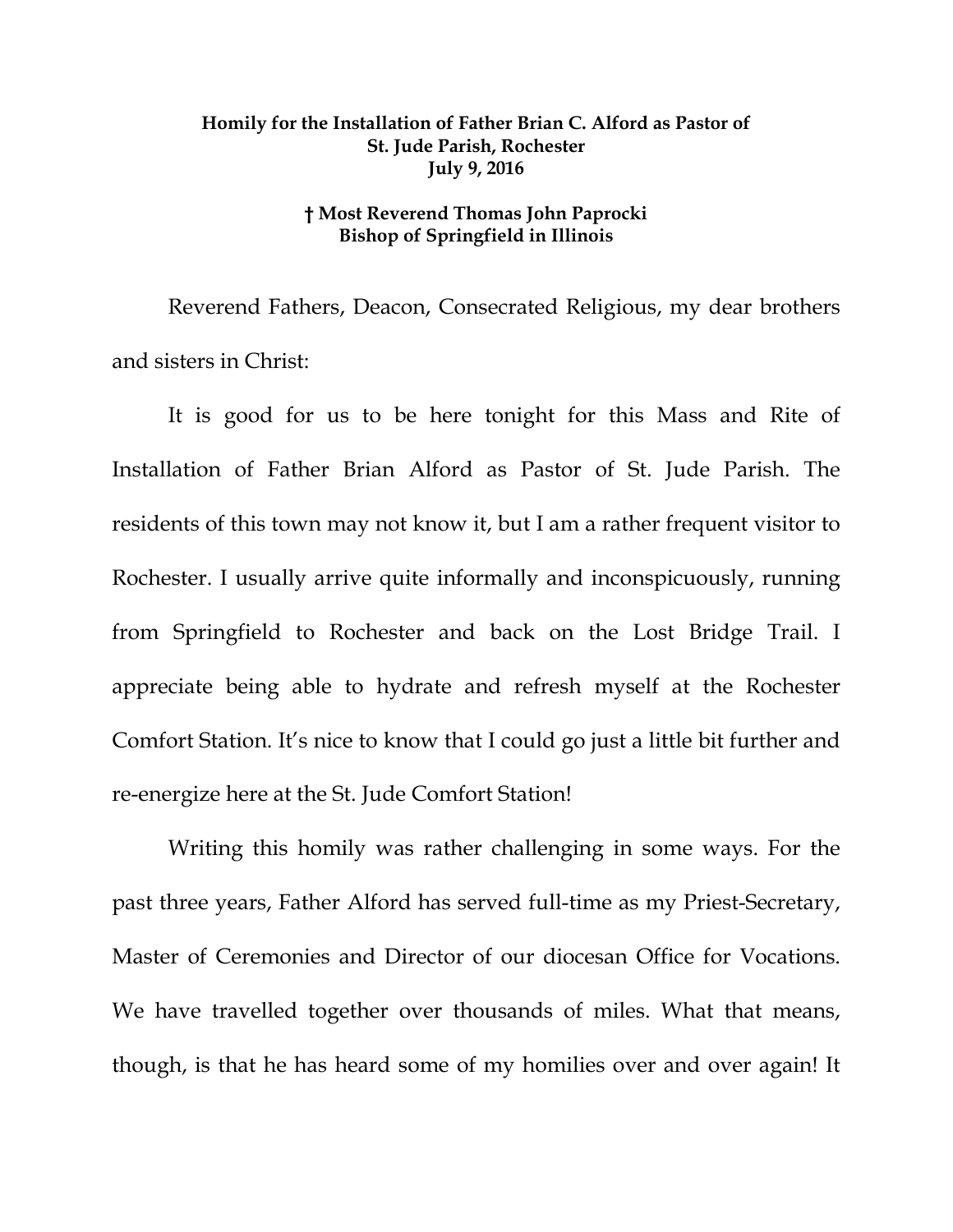**Homily for the Installation of Father Brian C. Alford as Pastor of St. Jude Parish, Rochester**
**July 9, 2016**

**† Most Reverend Thomas John Paprocki**
**Bishop of Springfield in Illinois**

Reverend Fathers, Deacon, Consecrated Religious, my dear brothers and sisters in Christ:

It is good for us to be here tonight for this Mass and Rite of Installation of Father Brian Alford as Pastor of St. Jude Parish. The residents of this town may not know it, but I am a rather frequent visitor to Rochester. I usually arrive quite informally and inconspicuously, running from Springfield to Rochester and back on the Lost Bridge Trail. I appreciate being able to hydrate and refresh myself at the Rochester Comfort Station. It's nice to know that I could go just a little bit further and re-energize here at the St. Jude Comfort Station!

Writing this homily was rather challenging in some ways. For the past three years, Father Alford has served full-time as my Priest-Secretary, Master of Ceremonies and Director of our diocesan Office for Vocations. We have travelled together over thousands of miles. What that means, though, is that he has heard some of my homilies over and over again! It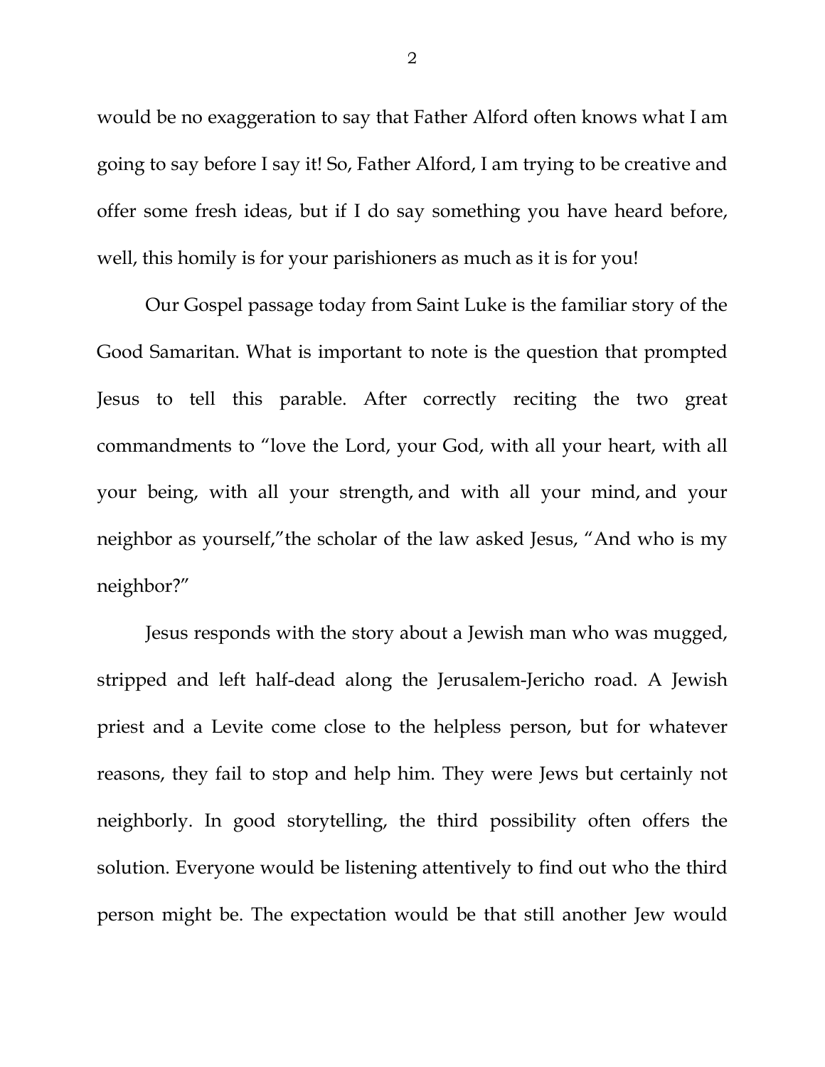would be no exaggeration to say that Father Alford often knows what I am going to say before I say it! So, Father Alford, I am trying to be creative and offer some fresh ideas, but if I do say something you have heard before, well, this homily is for your parishioners as much as it is for you!

Our Gospel passage today from Saint Luke is the familiar story of the Good Samaritan. What is important to note is the question that prompted Jesus to tell this parable. After correctly reciting the two great commandments to "love the Lord, your God, with all your heart, with all your being, with all your strength, and with all your mind, and your neighbor as yourself,"the scholar of the law asked Jesus, "And who is my neighbor?"

Jesus responds with the story about a Jewish man who was mugged, stripped and left half-dead along the Jerusalem-Jericho road. A Jewish priest and a Levite come close to the helpless person, but for whatever reasons, they fail to stop and help him. They were Jews but certainly not neighborly. In good storytelling, the third possibility often offers the solution. Everyone would be listening attentively to find out who the third person might be. The expectation would be that still another Jew would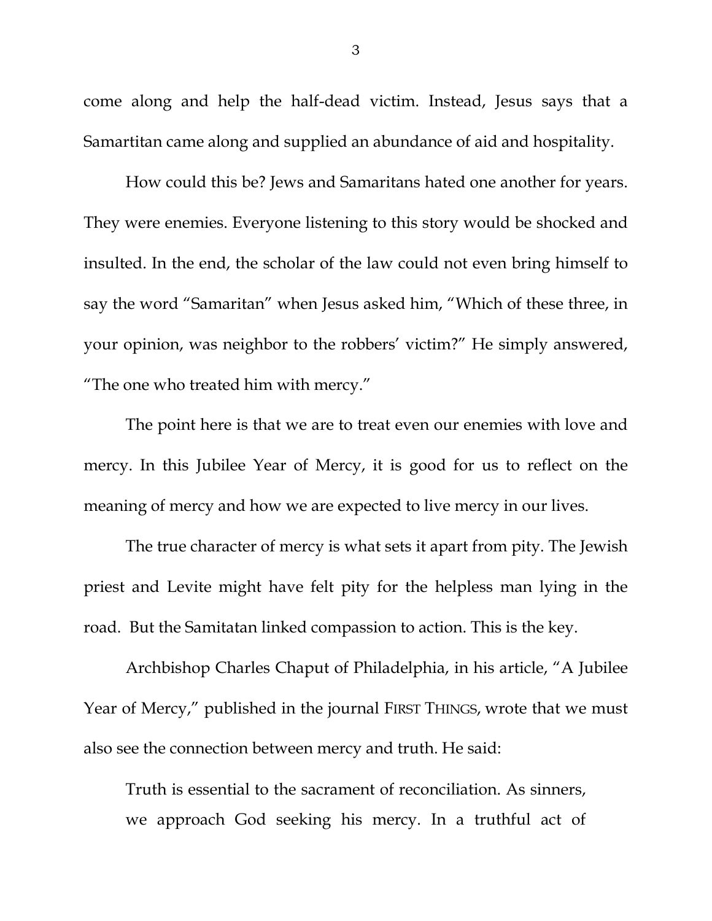come along and help the half-dead victim. Instead, Jesus says that a Samartitan came along and supplied an abundance of aid and hospitality.

How could this be? Jews and Samaritans hated one another for years. They were enemies. Everyone listening to this story would be shocked and insulted. In the end, the scholar of the law could not even bring himself to say the word "Samaritan" when Jesus asked him, "Which of these three, in your opinion, was neighbor to the robbers' victim?" He simply answered, "The one who treated him with mercy."

The point here is that we are to treat even our enemies with love and mercy. In this Jubilee Year of Mercy, it is good for us to reflect on the meaning of mercy and how we are expected to live mercy in our lives.

The true character of mercy is what sets it apart from pity. The Jewish priest and Levite might have felt pity for the helpless man lying in the road. But the Samitatan linked compassion to action. This is the key.

Archbishop Charles Chaput of Philadelphia, in his article, "A Jubilee Year of Mercy," published in the journal FIRST THINGS, wrote that we must also see the connection between mercy and truth. He said:

> Truth is essential to the sacrament of reconciliation. As sinners, we approach God seeking his mercy. In a truthful act of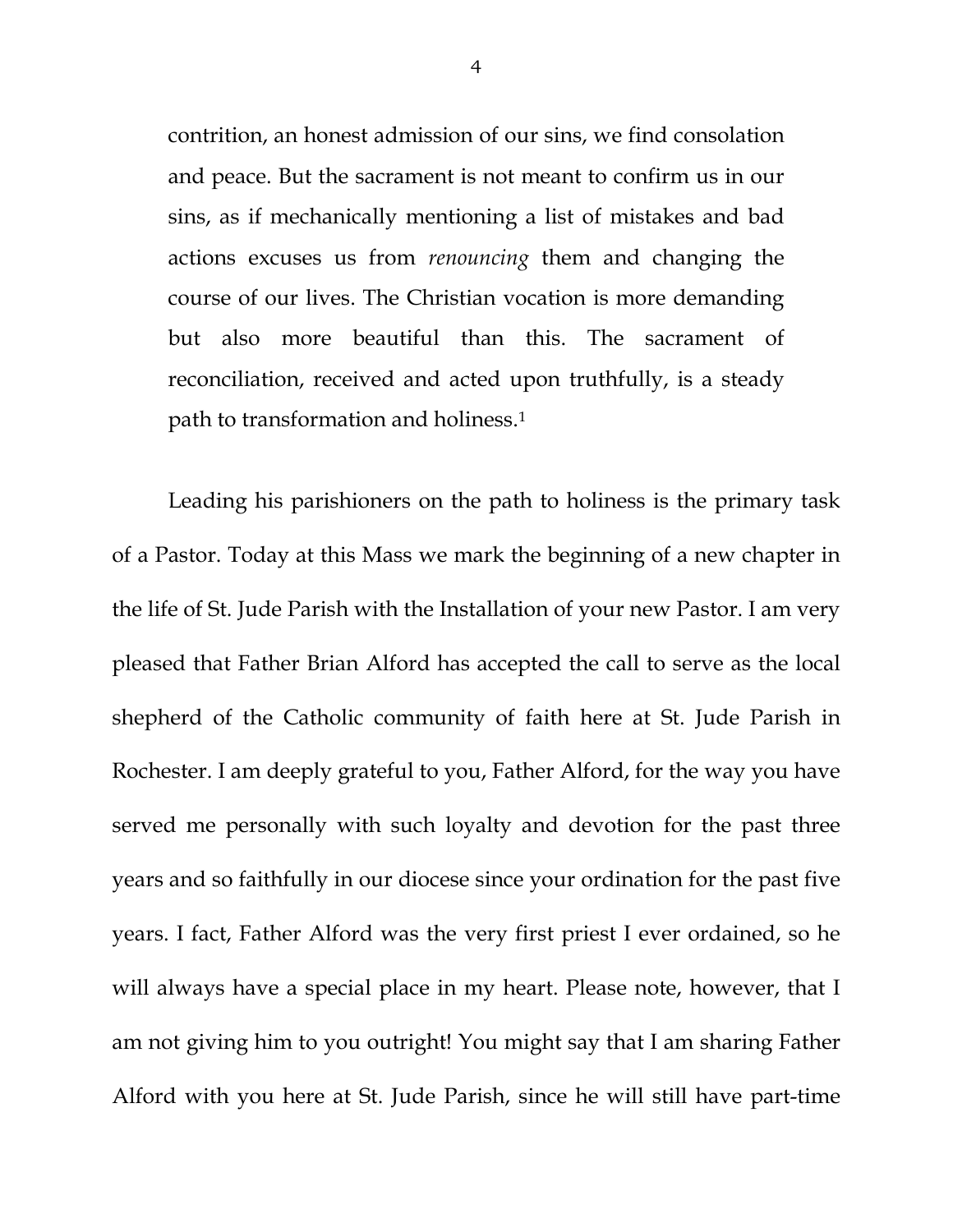> contrition, an honest admission of our sins, we find consolation and peace. But the sacrament is not meant to confirm us in our sins, as if mechanically mentioning a list of mistakes and bad actions excuses us from *renouncing* them and changing the course of our lives. The Christian vocation is more demanding but also more beautiful than this. The sacrament of reconciliation, received and acted upon truthfully, is a steady path to transformation and holiness.[1]

Leading his parishioners on the path to holiness is the primary task of a Pastor. Today at this Mass we mark the beginning of a new chapter in the life of St. Jude Parish with the Installation of your new Pastor. I am very pleased that Father Brian Alford has accepted the call to serve as the local shepherd of the Catholic community of faith here at St. Jude Parish in Rochester. I am deeply grateful to you, Father Alford, for the way you have served me personally with such loyalty and devotion for the past three years and so faithfully in our diocese since your ordination for the past five years. I fact, Father Alford was the very first priest I ever ordained, so he will always have a special place in my heart. Please note, however, that I am not giving him to you outright! You might say that I am sharing Father Alford with you here at St. Jude Parish, since he will still have part-time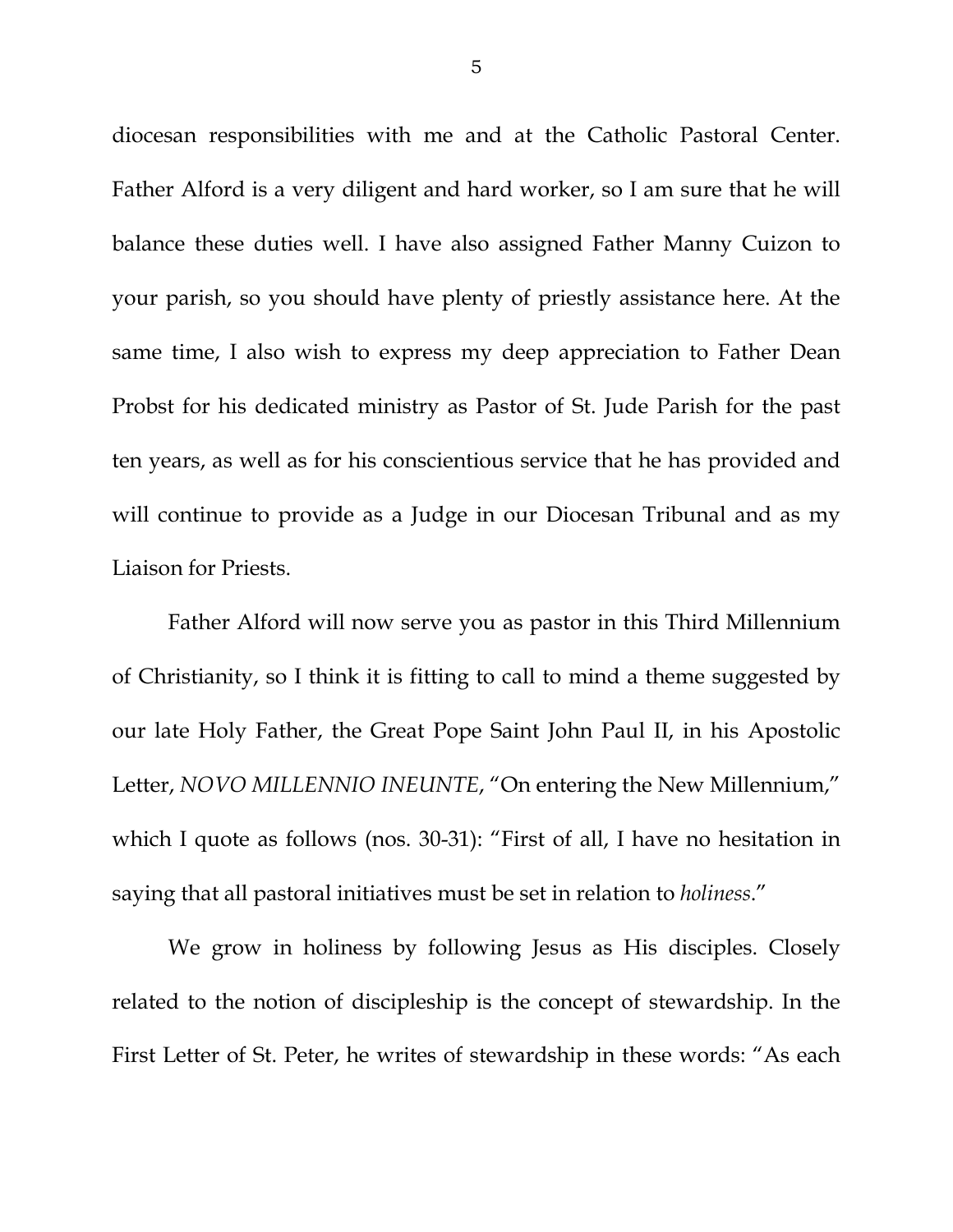diocesan responsibilities with me and at the Catholic Pastoral Center. Father Alford is a very diligent and hard worker, so I am sure that he will balance these duties well. I have also assigned Father Manny Cuizon to your parish, so you should have plenty of priestly assistance here. At the same time, I also wish to express my deep appreciation to Father Dean Probst for his dedicated ministry as Pastor of St. Jude Parish for the past ten years, as well as for his conscientious service that he has provided and will continue to provide as a Judge in our Diocesan Tribunal and as my Liaison for Priests.

Father Alford will now serve you as pastor in this Third Millennium of Christianity, so I think it is fitting to call to mind a theme suggested by our late Holy Father, the Great Pope Saint John Paul II, in his Apostolic Letter, *NOVO MILLENNIO INEUNTE*, "On entering the New Millennium," which I quote as follows (nos. 30-31): "First of all, I have no hesitation in saying that all pastoral initiatives must be set in relation to *holiness*."

We grow in holiness by following Jesus as His disciples. Closely related to the notion of discipleship is the concept of stewardship. In the First Letter of St. Peter, he writes of stewardship in these words: "As each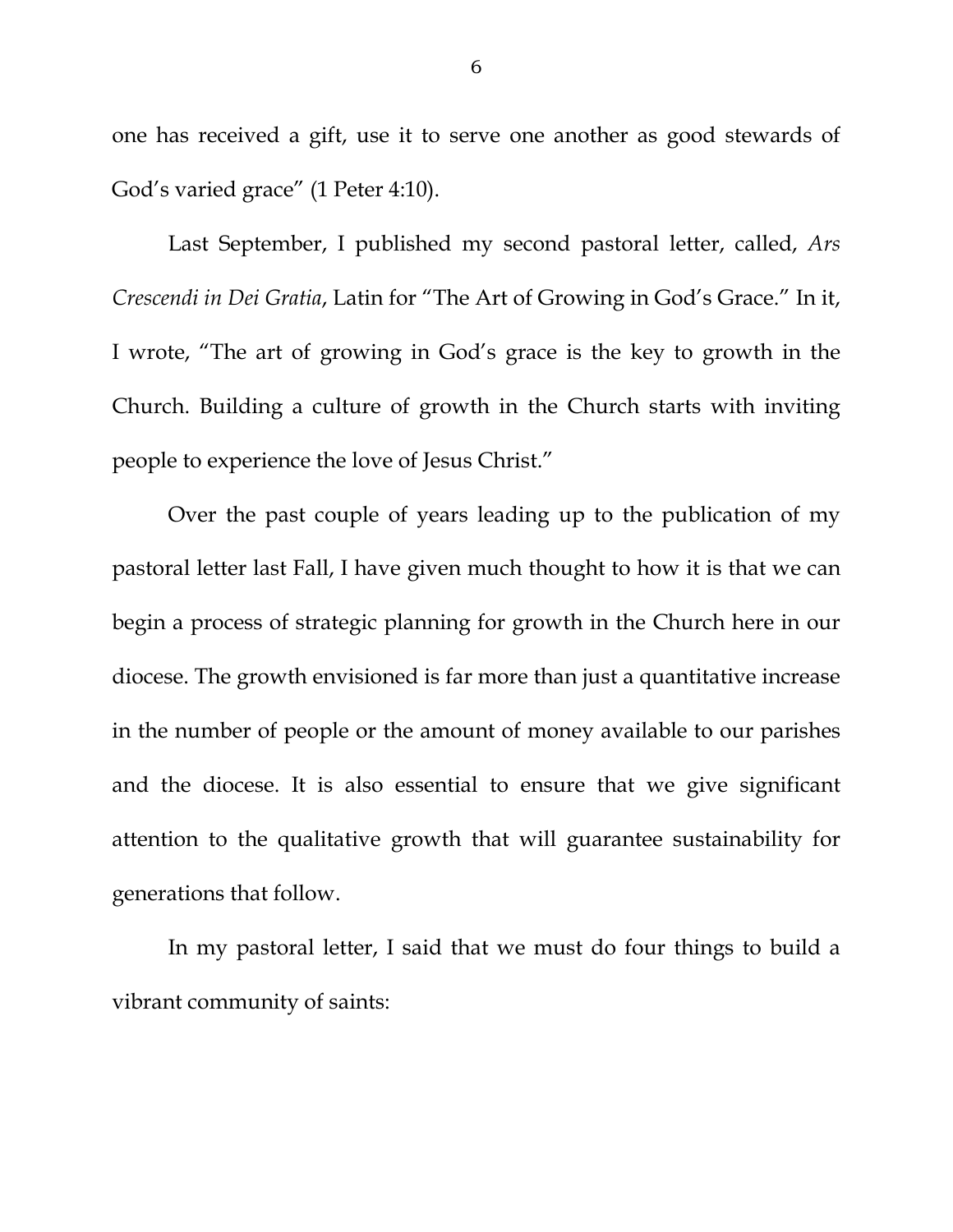one has received a gift, use it to serve one another as good stewards of God's varied grace" (1 Peter 4:10).

Last September, I published my second pastoral letter, called, *Ars Crescendi in Dei Gratia*, Latin for "The Art of Growing in God's Grace." In it, I wrote, "The art of growing in God's grace is the key to growth in the Church. Building a culture of growth in the Church starts with inviting people to experience the love of Jesus Christ."

Over the past couple of years leading up to the publication of my pastoral letter last Fall, I have given much thought to how it is that we can begin a process of strategic planning for growth in the Church here in our diocese. The growth envisioned is far more than just a quantitative increase in the number of people or the amount of money available to our parishes and the diocese. It is also essential to ensure that we give significant attention to the qualitative growth that will guarantee sustainability for generations that follow.

In my pastoral letter, I said that we must do four things to build a vibrant community of saints: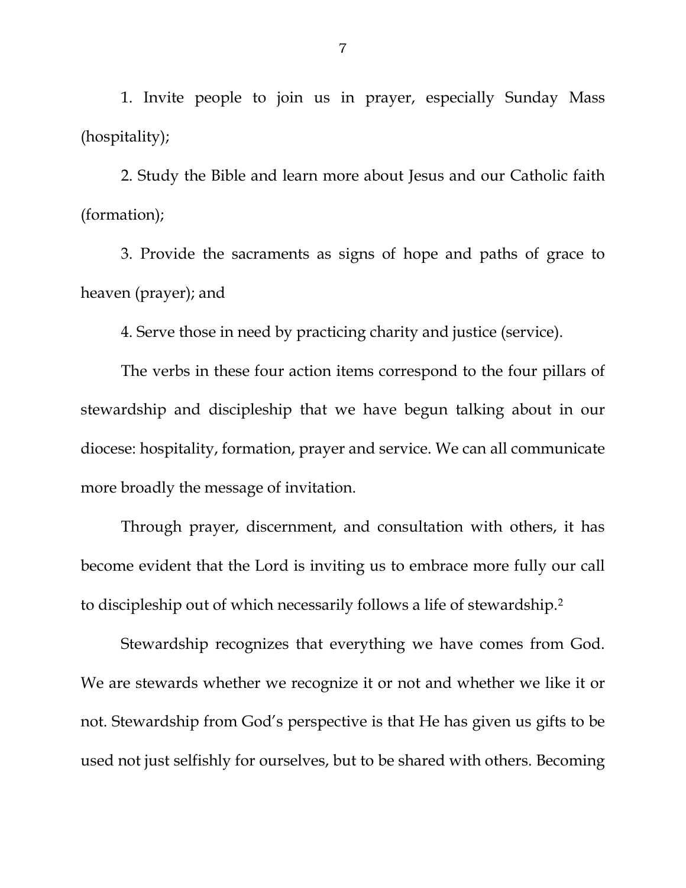1. Invite people to join us in prayer, especially Sunday Mass (hospitality);

2. Study the Bible and learn more about Jesus and our Catholic faith (formation);

3. Provide the sacraments as signs of hope and paths of grace to heaven (prayer); and

4. Serve those in need by practicing charity and justice (service).

The verbs in these four action items correspond to the four pillars of stewardship and discipleship that we have begun talking about in our diocese: hospitality, formation, prayer and service. We can all communicate more broadly the message of invitation.

Through prayer, discernment, and consultation with others, it has become evident that the Lord is inviting us to embrace more fully our call to discipleship out of which necessarily follows a life of stewardship.[2]

Stewardship recognizes that everything we have comes from God. We are stewards whether we recognize it or not and whether we like it or not. Stewardship from God's perspective is that He has given us gifts to be used not just selfishly for ourselves, but to be shared with others. Becoming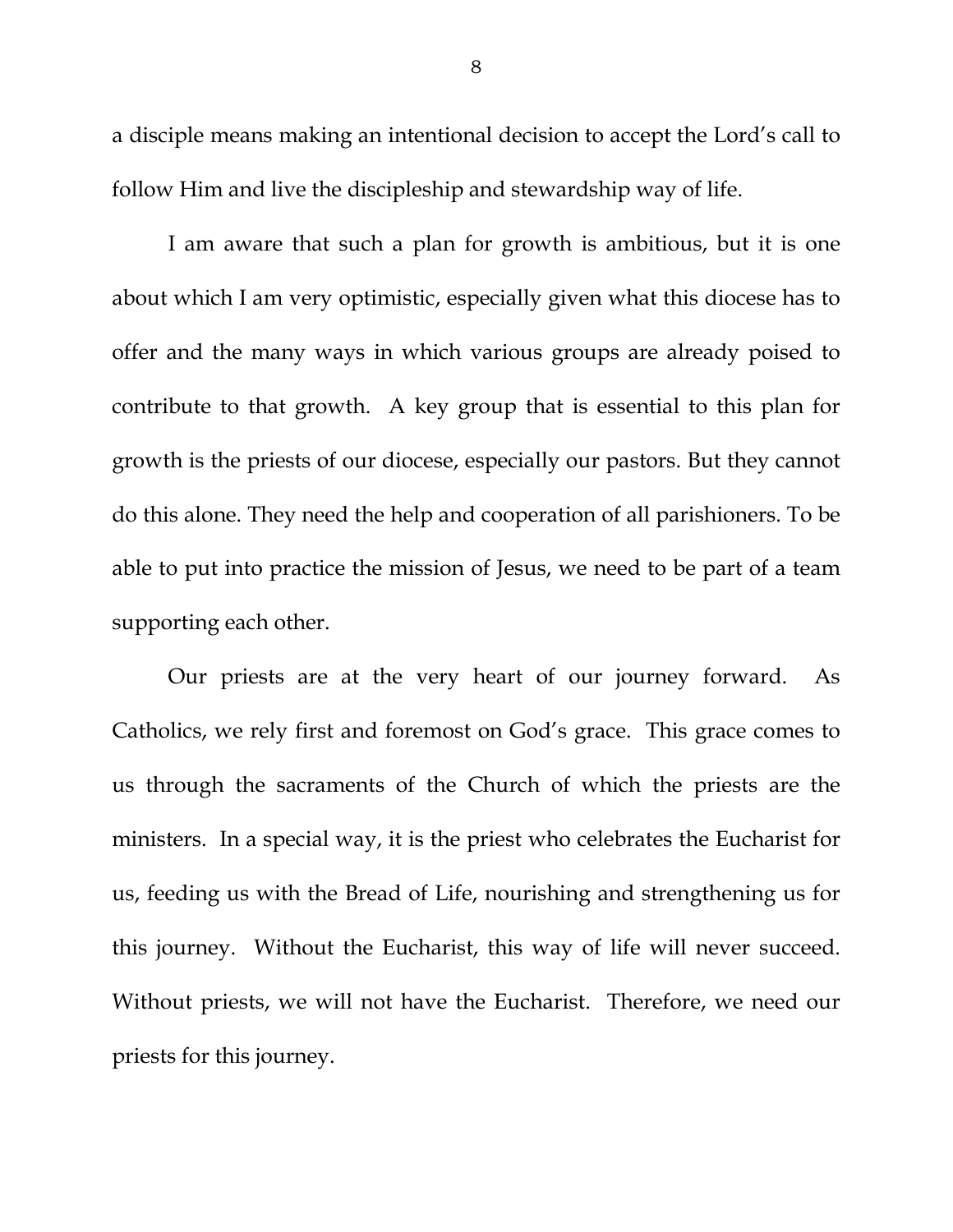a disciple means making an intentional decision to accept the Lord's call to follow Him and live the discipleship and stewardship way of life.

I am aware that such a plan for growth is ambitious, but it is one about which I am very optimistic, especially given what this diocese has to offer and the many ways in which various groups are already poised to contribute to that growth. A key group that is essential to this plan for growth is the priests of our diocese, especially our pastors. But they cannot do this alone. They need the help and cooperation of all parishioners. To be able to put into practice the mission of Jesus, we need to be part of a team supporting each other.

Our priests are at the very heart of our journey forward. As Catholics, we rely first and foremost on God's grace. This grace comes to us through the sacraments of the Church of which the priests are the ministers. In a special way, it is the priest who celebrates the Eucharist for us, feeding us with the Bread of Life, nourishing and strengthening us for this journey. Without the Eucharist, this way of life will never succeed. Without priests, we will not have the Eucharist. Therefore, we need our priests for this journey.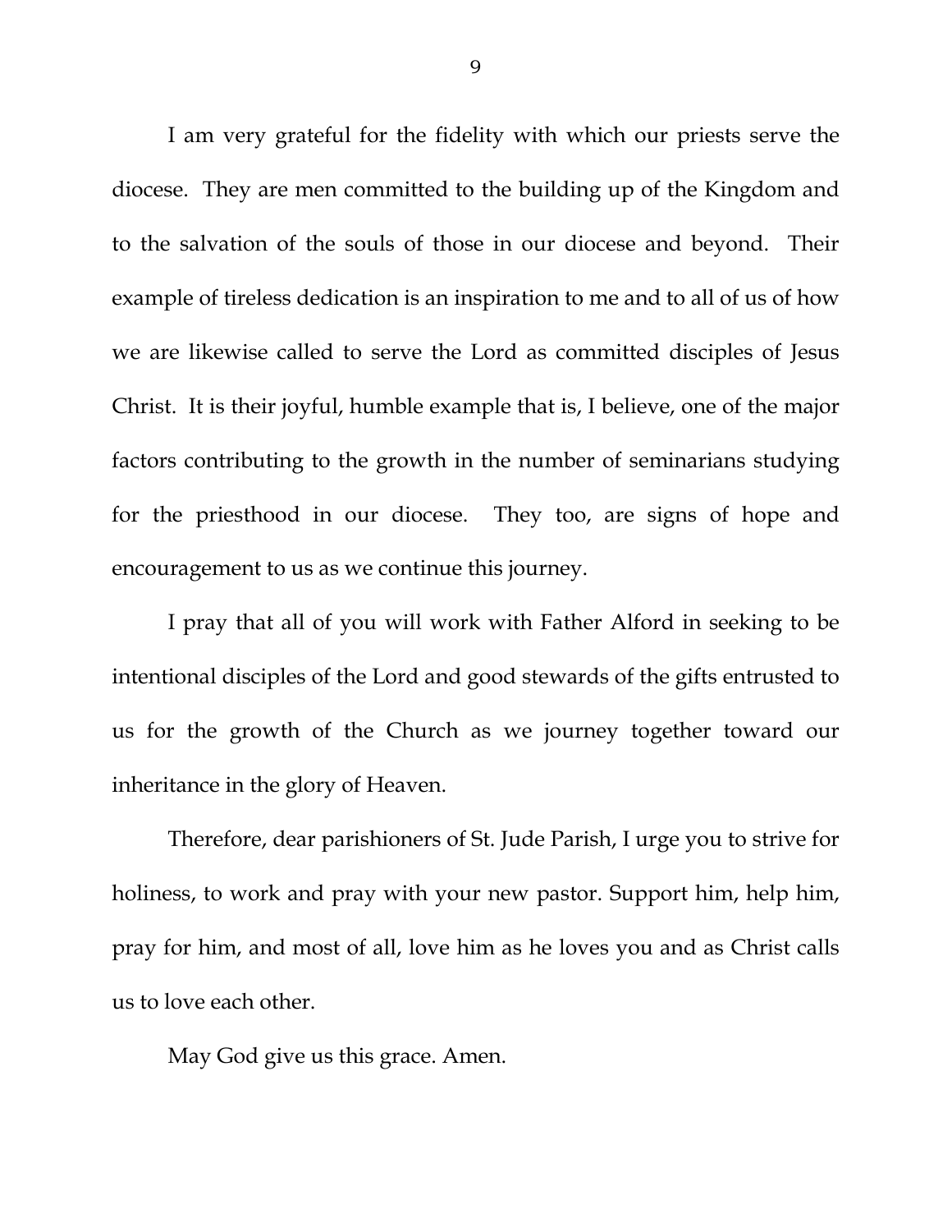I am very grateful for the fidelity with which our priests serve the diocese. They are men committed to the building up of the Kingdom and to the salvation of the souls of those in our diocese and beyond. Their example of tireless dedication is an inspiration to me and to all of us of how we are likewise called to serve the Lord as committed disciples of Jesus Christ. It is their joyful, humble example that is, I believe, one of the major factors contributing to the growth in the number of seminarians studying for the priesthood in our diocese. They too, are signs of hope and encouragement to us as we continue this journey.

I pray that all of you will work with Father Alford in seeking to be intentional disciples of the Lord and good stewards of the gifts entrusted to us for the growth of the Church as we journey together toward our inheritance in the glory of Heaven.

Therefore, dear parishioners of St. Jude Parish, I urge you to strive for holiness, to work and pray with your new pastor. Support him, help him, pray for him, and most of all, love him as he loves you and as Christ calls us to love each other.

May God give us this grace. Amen.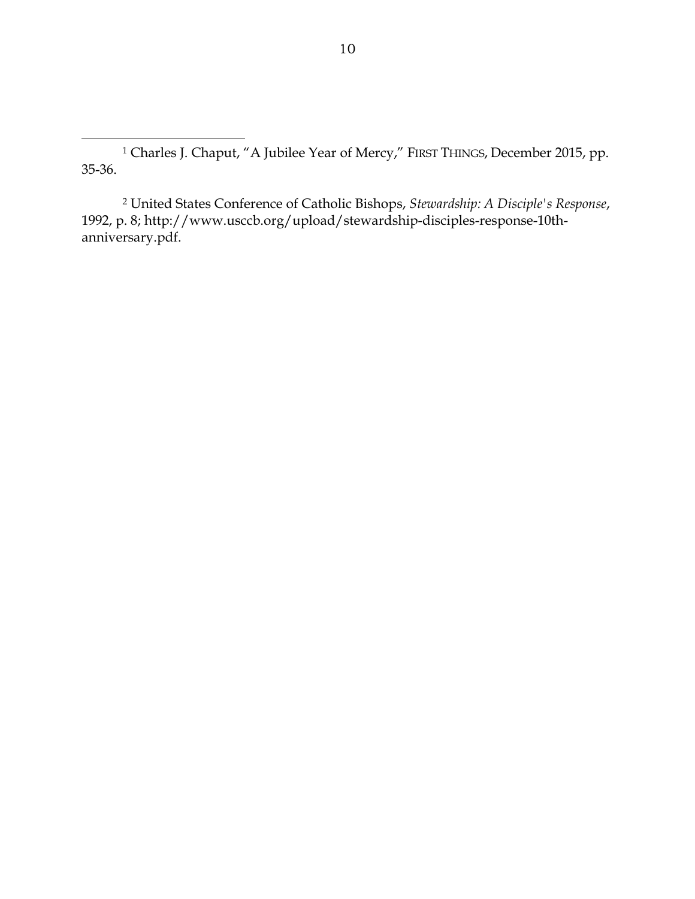[1] Charles J. Chaput, "A Jubilee Year of Mercy," FIRST THINGS, December 2015, pp. 35-36.

[2] United States Conference of Catholic Bishops, *Stewardship: A Disciple's Response*, 1992, p. 8; http://www.usccb.org/upload/stewardship-disciples-response-10th-anniversary.pdf.